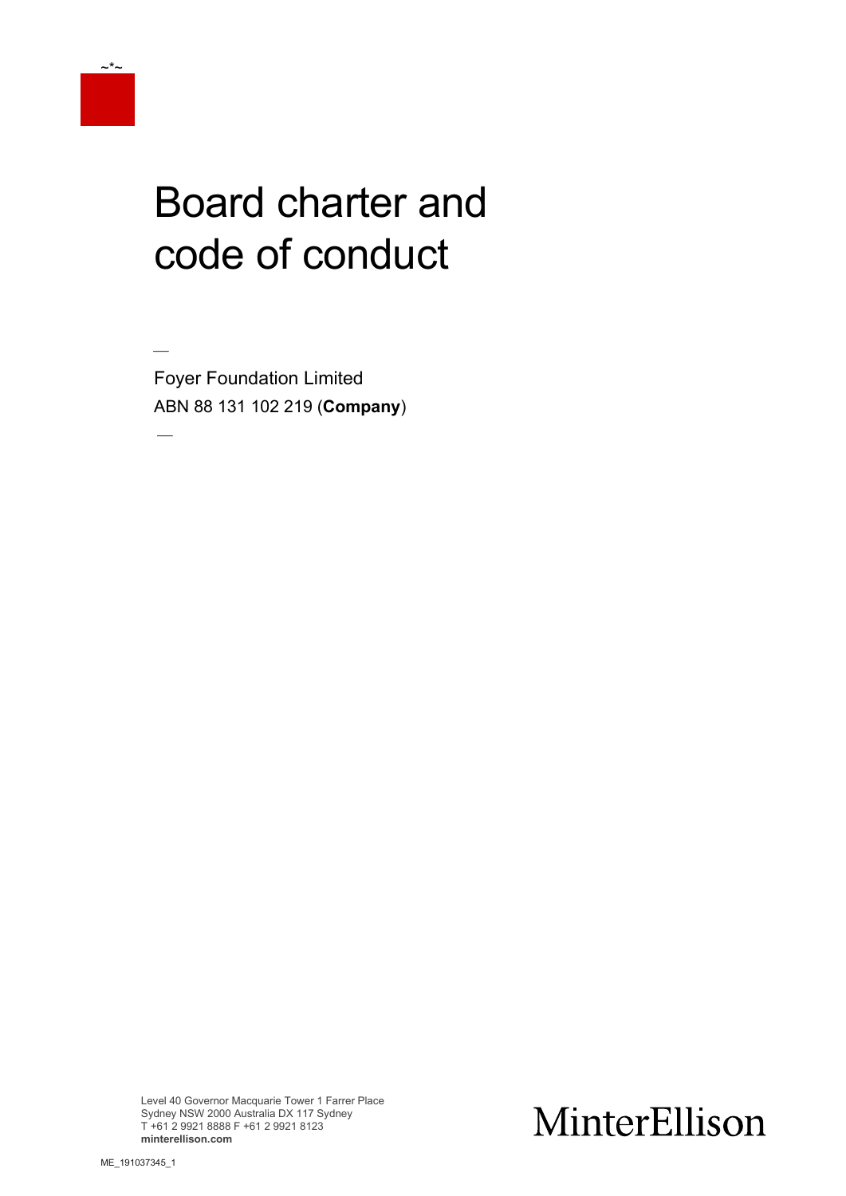~*~

# Board charter and code of conduct

Foyer Foundation Limited
ABN 88 131 102 219 (**Company**)

Level 40 Governor Macquarie Tower 1 Farrer Place
Sydney NSW 2000 Australia DX 117 Sydney
T +61 2 9921 8888 F +61 2 9921 8123
**minterellison.com**

MinterEllison

ME_191037345_1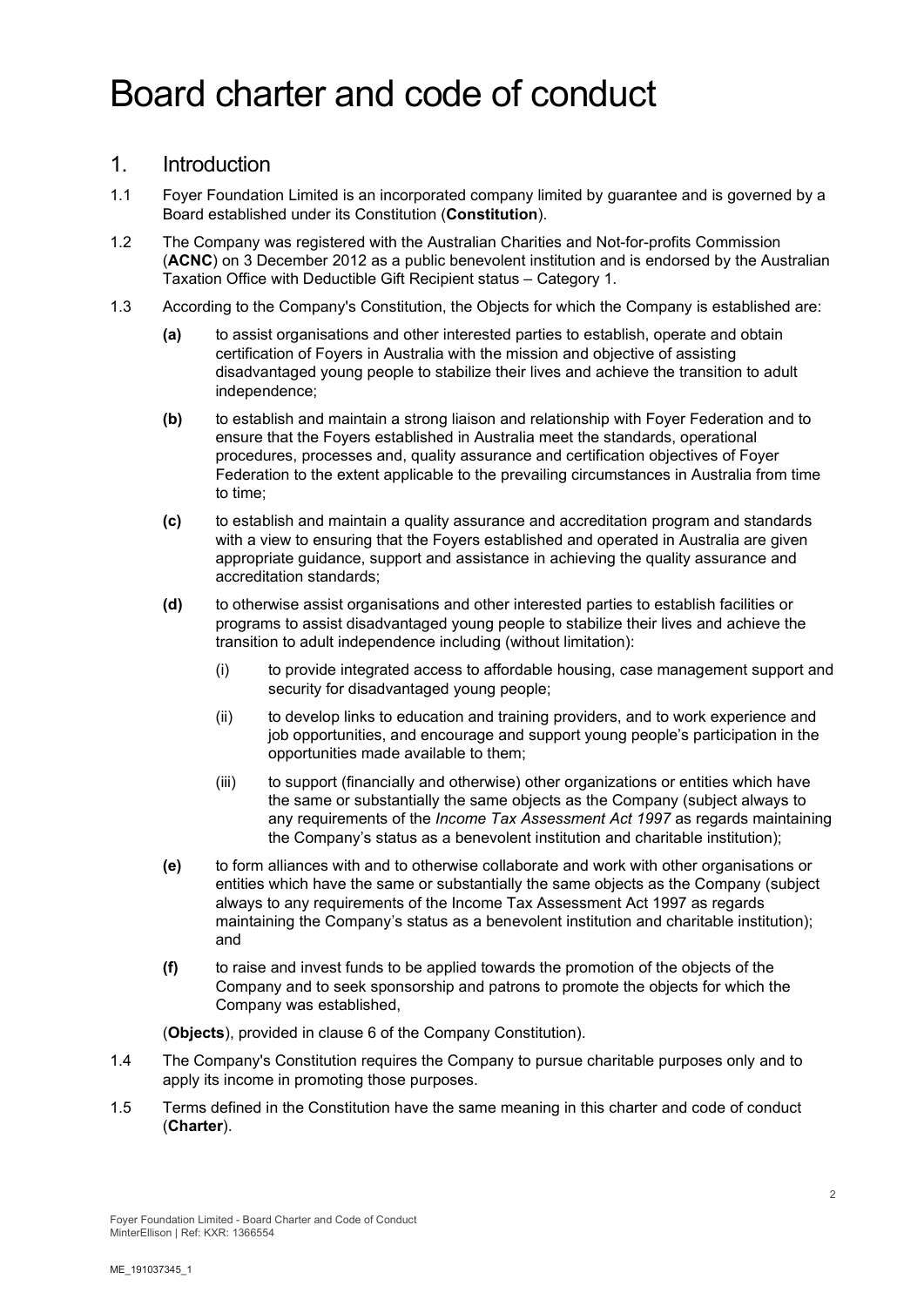# Board charter and code of conduct

## 1. Introduction

1.1 Foyer Foundation Limited is an incorporated company limited by guarantee and is governed by a Board established under its Constitution (**Constitution**).

1.2 The Company was registered with the Australian Charities and Not-for-profits Commission (**ACNC**) on 3 December 2012 as a public benevolent institution and is endorsed by the Australian Taxation Office with Deductible Gift Recipient status – Category 1.

1.3 According to the Company's Constitution, the Objects for which the Company is established are:

**(a)** to assist organisations and other interested parties to establish, operate and obtain certification of Foyers in Australia with the mission and objective of assisting disadvantaged young people to stabilize their lives and achieve the transition to adult independence;

**(b)** to establish and maintain a strong liaison and relationship with Foyer Federation and to ensure that the Foyers established in Australia meet the standards, operational procedures, processes and, quality assurance and certification objectives of Foyer Federation to the extent applicable to the prevailing circumstances in Australia from time to time;

**(c)** to establish and maintain a quality assurance and accreditation program and standards with a view to ensuring that the Foyers established and operated in Australia are given appropriate guidance, support and assistance in achieving the quality assurance and accreditation standards;

**(d)** to otherwise assist organisations and other interested parties to establish facilities or programs to assist disadvantaged young people to stabilize their lives and achieve the transition to adult independence including (without limitation):

(i) to provide integrated access to affordable housing, case management support and security for disadvantaged young people;

(ii) to develop links to education and training providers, and to work experience and job opportunities, and encourage and support young people's participation in the opportunities made available to them;

(iii) to support (financially and otherwise) other organizations or entities which have the same or substantially the same objects as the Company (subject always to any requirements of the *Income Tax Assessment Act 1997* as regards maintaining the Company's status as a benevolent institution and charitable institution);

**(e)** to form alliances with and to otherwise collaborate and work with other organisations or entities which have the same or substantially the same objects as the Company (subject always to any requirements of the Income Tax Assessment Act 1997 as regards maintaining the Company's status as a benevolent institution and charitable institution); and

**(f)** to raise and invest funds to be applied towards the promotion of the objects of the Company and to seek sponsorship and patrons to promote the objects for which the Company was established,

(**Objects**), provided in clause 6 of the Company Constitution).

1.4 The Company's Constitution requires the Company to pursue charitable purposes only and to apply its income in promoting those purposes.

1.5 Terms defined in the Constitution have the same meaning in this charter and code of conduct (**Charter**).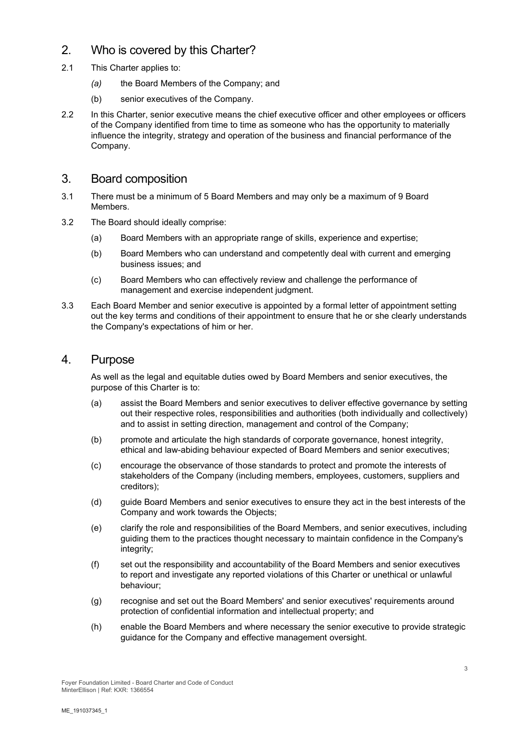## 2. Who is covered by this Charter?

2.1 This Charter applies to:

*(a)* the Board Members of the Company; and

(b) senior executives of the Company.

2.2 In this Charter, senior executive means the chief executive officer and other employees or officers of the Company identified from time to time as someone who has the opportunity to materially influence the integrity, strategy and operation of the business and financial performance of the Company.

## 3. Board composition

3.1 There must be a minimum of 5 Board Members and may only be a maximum of 9 Board Members.

3.2 The Board should ideally comprise:

(a) Board Members with an appropriate range of skills, experience and expertise;

(b) Board Members who can understand and competently deal with current and emerging business issues; and

(c) Board Members who can effectively review and challenge the performance of management and exercise independent judgment.

3.3 Each Board Member and senior executive is appointed by a formal letter of appointment setting out the key terms and conditions of their appointment to ensure that he or she clearly understands the Company's expectations of him or her.

## 4. Purpose

As well as the legal and equitable duties owed by Board Members and senior executives, the purpose of this Charter is to:

(a) assist the Board Members and senior executives to deliver effective governance by setting out their respective roles, responsibilities and authorities (both individually and collectively) and to assist in setting direction, management and control of the Company;

(b) promote and articulate the high standards of corporate governance, honest integrity, ethical and law-abiding behaviour expected of Board Members and senior executives;

(c) encourage the observance of those standards to protect and promote the interests of stakeholders of the Company (including members, employees, customers, suppliers and creditors);

(d) guide Board Members and senior executives to ensure they act in the best interests of the Company and work towards the Objects;

(e) clarify the role and responsibilities of the Board Members, and senior executives, including guiding them to the practices thought necessary to maintain confidence in the Company's integrity;

(f) set out the responsibility and accountability of the Board Members and senior executives to report and investigate any reported violations of this Charter or unethical or unlawful behaviour;

(g) recognise and set out the Board Members' and senior executives' requirements around protection of confidential information and intellectual property; and

(h) enable the Board Members and where necessary the senior executive to provide strategic guidance for the Company and effective management oversight.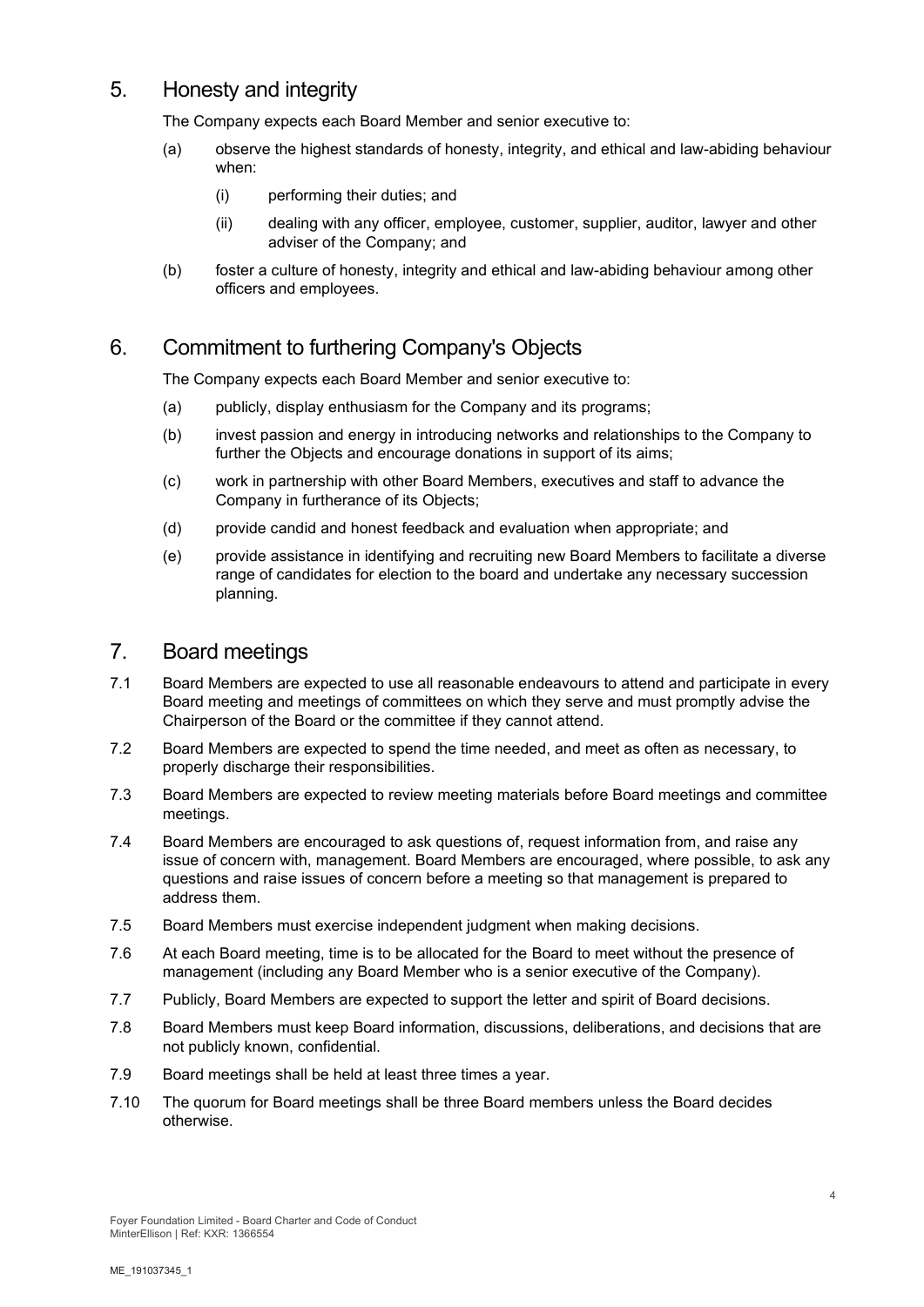## 5. Honesty and integrity

The Company expects each Board Member and senior executive to:

(a) observe the highest standards of honesty, integrity, and ethical and law-abiding behaviour when:

  (i) performing their duties; and

  (ii) dealing with any officer, employee, customer, supplier, auditor, lawyer and other adviser of the Company; and

(b) foster a culture of honesty, integrity and ethical and law-abiding behaviour among other officers and employees.

## 6. Commitment to furthering Company's Objects

The Company expects each Board Member and senior executive to:

(a) publicly, display enthusiasm for the Company and its programs;

(b) invest passion and energy in introducing networks and relationships to the Company to further the Objects and encourage donations in support of its aims;

(c) work in partnership with other Board Members, executives and staff to advance the Company in furtherance of its Objects;

(d) provide candid and honest feedback and evaluation when appropriate; and

(e) provide assistance in identifying and recruiting new Board Members to facilitate a diverse range of candidates for election to the board and undertake any necessary succession planning.

## 7. Board meetings

7.1 Board Members are expected to use all reasonable endeavours to attend and participate in every Board meeting and meetings of committees on which they serve and must promptly advise the Chairperson of the Board or the committee if they cannot attend.

7.2 Board Members are expected to spend the time needed, and meet as often as necessary, to properly discharge their responsibilities.

7.3 Board Members are expected to review meeting materials before Board meetings and committee meetings.

7.4 Board Members are encouraged to ask questions of, request information from, and raise any issue of concern with, management. Board Members are encouraged, where possible, to ask any questions and raise issues of concern before a meeting so that management is prepared to address them.

7.5 Board Members must exercise independent judgment when making decisions.

7.6 At each Board meeting, time is to be allocated for the Board to meet without the presence of management (including any Board Member who is a senior executive of the Company).

7.7 Publicly, Board Members are expected to support the letter and spirit of Board decisions.

7.8 Board Members must keep Board information, discussions, deliberations, and decisions that are not publicly known, confidential.

7.9 Board meetings shall be held at least three times a year.

7.10 The quorum for Board meetings shall be three Board members unless the Board decides otherwise.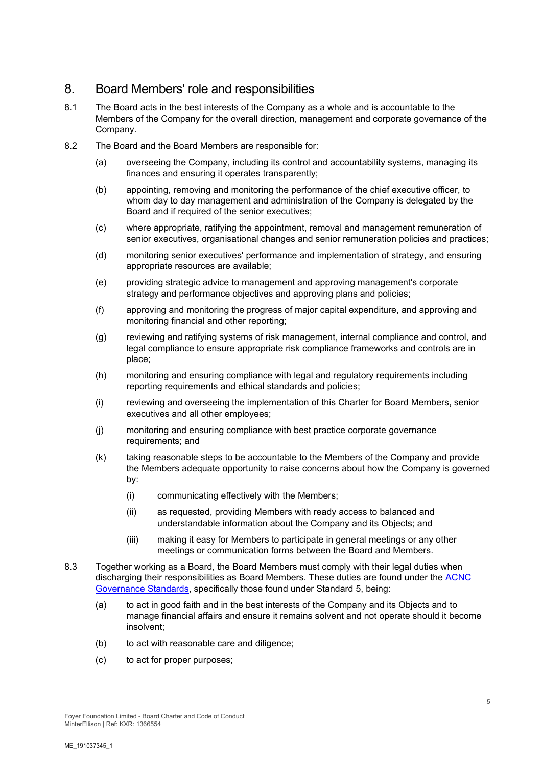## 8. Board Members' role and responsibilities

8.1 The Board acts in the best interests of the Company as a whole and is accountable to the Members of the Company for the overall direction, management and corporate governance of the Company.

8.2 The Board and the Board Members are responsible for:

(a) overseeing the Company, including its control and accountability systems, managing its finances and ensuring it operates transparently;

(b) appointing, removing and monitoring the performance of the chief executive officer, to whom day to day management and administration of the Company is delegated by the Board and if required of the senior executives;

(c) where appropriate, ratifying the appointment, removal and management remuneration of senior executives, organisational changes and senior remuneration policies and practices;

(d) monitoring senior executives' performance and implementation of strategy, and ensuring appropriate resources are available;

(e) providing strategic advice to management and approving management's corporate strategy and performance objectives and approving plans and policies;

(f) approving and monitoring the progress of major capital expenditure, and approving and monitoring financial and other reporting;

(g) reviewing and ratifying systems of risk management, internal compliance and control, and legal compliance to ensure appropriate risk compliance frameworks and controls are in place;

(h) monitoring and ensuring compliance with legal and regulatory requirements including reporting requirements and ethical standards and policies;

(i) reviewing and overseeing the implementation of this Charter for Board Members, senior executives and all other employees;

(j) monitoring and ensuring compliance with best practice corporate governance requirements; and

(k) taking reasonable steps to be accountable to the Members of the Company and provide the Members adequate opportunity to raise concerns about how the Company is governed by:

   (i) communicating effectively with the Members;

   (ii) as requested, providing Members with ready access to balanced and understandable information about the Company and its Objects; and

   (iii) making it easy for Members to participate in general meetings or any other meetings or communication forms between the Board and Members.

8.3 Together working as a Board, the Board Members must comply with their legal duties when discharging their responsibilities as Board Members. These duties are found under the ACNC Governance Standards, specifically those found under Standard 5, being:

(a) to act in good faith and in the best interests of the Company and its Objects and to manage financial affairs and ensure it remains solvent and not operate should it become insolvent;

(b) to act with reasonable care and diligence;

(c) to act for proper purposes;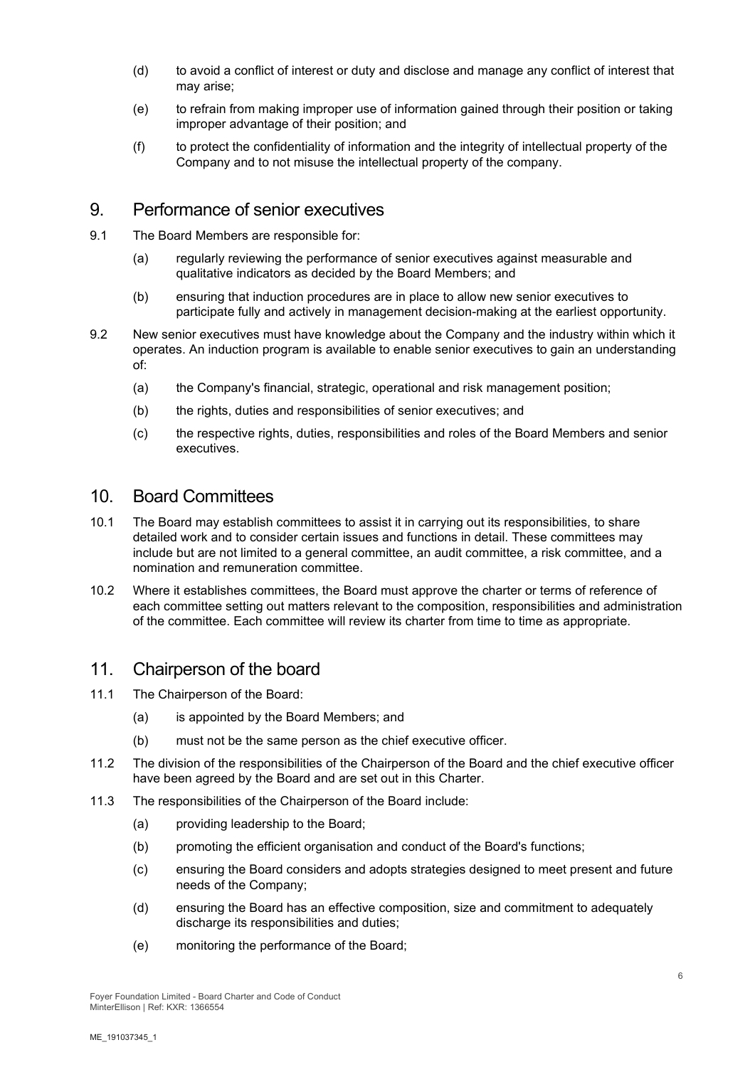(d) to avoid a conflict of interest or duty and disclose and manage any conflict of interest that may arise;

(e) to refrain from making improper use of information gained through their position or taking improper advantage of their position; and

(f) to protect the confidentiality of information and the integrity of intellectual property of the Company and to not misuse the intellectual property of the company.

## 9. Performance of senior executives

9.1 The Board Members are responsible for:

(a) regularly reviewing the performance of senior executives against measurable and qualitative indicators as decided by the Board Members; and

(b) ensuring that induction procedures are in place to allow new senior executives to participate fully and actively in management decision-making at the earliest opportunity.

9.2 New senior executives must have knowledge about the Company and the industry within which it operates. An induction program is available to enable senior executives to gain an understanding of:

(a) the Company's financial, strategic, operational and risk management position;

(b) the rights, duties and responsibilities of senior executives; and

(c) the respective rights, duties, responsibilities and roles of the Board Members and senior executives.

## 10. Board Committees

10.1 The Board may establish committees to assist it in carrying out its responsibilities, to share detailed work and to consider certain issues and functions in detail. These committees may include but are not limited to a general committee, an audit committee, a risk committee, and a nomination and remuneration committee.

10.2 Where it establishes committees, the Board must approve the charter or terms of reference of each committee setting out matters relevant to the composition, responsibilities and administration of the committee. Each committee will review its charter from time to time as appropriate.

## 11. Chairperson of the board

11.1 The Chairperson of the Board:

(a) is appointed by the Board Members; and

(b) must not be the same person as the chief executive officer.

11.2 The division of the responsibilities of the Chairperson of the Board and the chief executive officer have been agreed by the Board and are set out in this Charter.

11.3 The responsibilities of the Chairperson of the Board include:

(a) providing leadership to the Board;

(b) promoting the efficient organisation and conduct of the Board's functions;

(c) ensuring the Board considers and adopts strategies designed to meet present and future needs of the Company;

(d) ensuring the Board has an effective composition, size and commitment to adequately discharge its responsibilities and duties;

(e) monitoring the performance of the Board;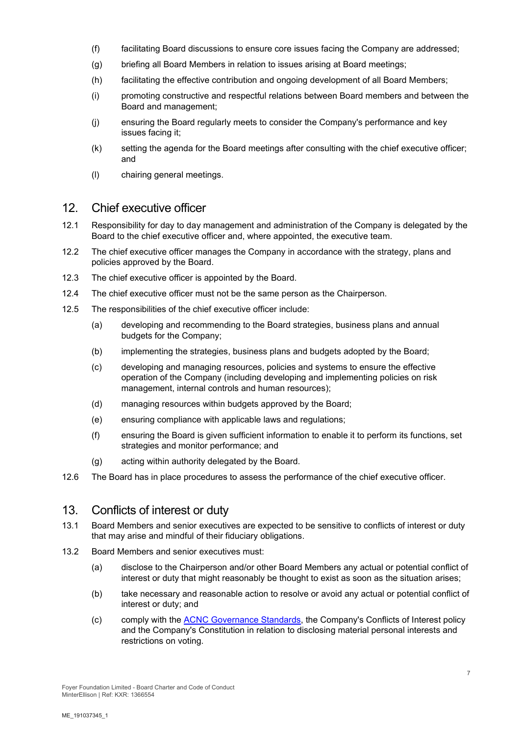(f) facilitating Board discussions to ensure core issues facing the Company are addressed;

(g) briefing all Board Members in relation to issues arising at Board meetings;

(h) facilitating the effective contribution and ongoing development of all Board Members;

(i) promoting constructive and respectful relations between Board members and between the Board and management;

(j) ensuring the Board regularly meets to consider the Company's performance and key issues facing it;

(k) setting the agenda for the Board meetings after consulting with the chief executive officer; and

(l) chairing general meetings.

## 12. Chief executive officer

12.1 Responsibility for day to day management and administration of the Company is delegated by the Board to the chief executive officer and, where appointed, the executive team.

12.2 The chief executive officer manages the Company in accordance with the strategy, plans and policies approved by the Board.

12.3 The chief executive officer is appointed by the Board.

12.4 The chief executive officer must not be the same person as the Chairperson.

12.5 The responsibilities of the chief executive officer include:

(a) developing and recommending to the Board strategies, business plans and annual budgets for the Company;

(b) implementing the strategies, business plans and budgets adopted by the Board;

(c) developing and managing resources, policies and systems to ensure the effective operation of the Company (including developing and implementing policies on risk management, internal controls and human resources);

(d) managing resources within budgets approved by the Board;

(e) ensuring compliance with applicable laws and regulations;

(f) ensuring the Board is given sufficient information to enable it to perform its functions, set strategies and monitor performance; and

(g) acting within authority delegated by the Board.

12.6 The Board has in place procedures to assess the performance of the chief executive officer.

## 13. Conflicts of interest or duty

13.1 Board Members and senior executives are expected to be sensitive to conflicts of interest or duty that may arise and mindful of their fiduciary obligations.

13.2 Board Members and senior executives must:

(a) disclose to the Chairperson and/or other Board Members any actual or potential conflict of interest or duty that might reasonably be thought to exist as soon as the situation arises;

(b) take necessary and reasonable action to resolve or avoid any actual or potential conflict of interest or duty; and

(c) comply with the ACNC Governance Standards, the Company's Conflicts of Interest policy and the Company's Constitution in relation to disclosing material personal interests and restrictions on voting.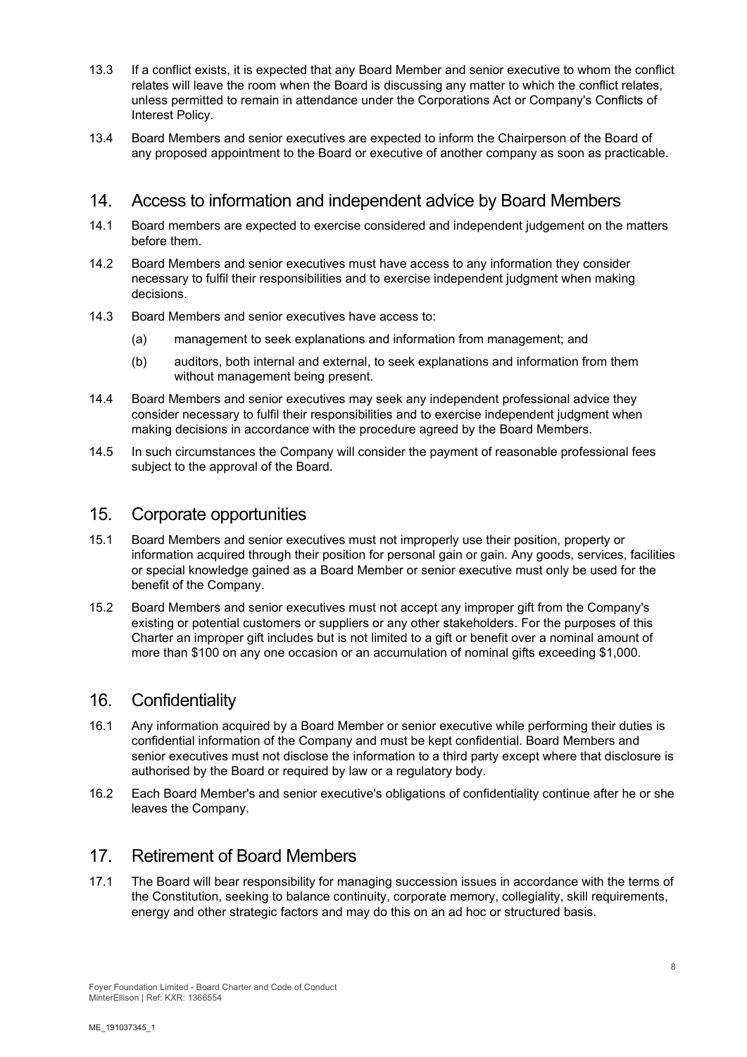13.3 If a conflict exists, it is expected that any Board Member and senior executive to whom the conflict relates will leave the room when the Board is discussing any matter to which the conflict relates, unless permitted to remain in attendance under the Corporations Act or Company's Conflicts of Interest Policy.

13.4 Board Members and senior executives are expected to inform the Chairperson of the Board of any proposed appointment to the Board or executive of another company as soon as practicable.

## 14. Access to information and independent advice by Board Members

14.1 Board members are expected to exercise considered and independent judgement on the matters before them.

14.2 Board Members and senior executives must have access to any information they consider necessary to fulfil their responsibilities and to exercise independent judgment when making decisions.

14.3 Board Members and senior executives have access to:

(a) management to seek explanations and information from management; and

(b) auditors, both internal and external, to seek explanations and information from them without management being present.

14.4 Board Members and senior executives may seek any independent professional advice they consider necessary to fulfil their responsibilities and to exercise independent judgment when making decisions in accordance with the procedure agreed by the Board Members.

14.5 In such circumstances the Company will consider the payment of reasonable professional fees subject to the approval of the Board.

## 15. Corporate opportunities

15.1 Board Members and senior executives must not improperly use their position, property or information acquired through their position for personal gain or gain. Any goods, services, facilities or special knowledge gained as a Board Member or senior executive must only be used for the benefit of the Company.

15.2 Board Members and senior executives must not accept any improper gift from the Company's existing or potential customers or suppliers or any other stakeholders. For the purposes of this Charter an improper gift includes but is not limited to a gift or benefit over a nominal amount of more than $100 on any one occasion or an accumulation of nominal gifts exceeding $1,000.

## 16. Confidentiality

16.1 Any information acquired by a Board Member or senior executive while performing their duties is confidential information of the Company and must be kept confidential. Board Members and senior executives must not disclose the information to a third party except where that disclosure is authorised by the Board or required by law or a regulatory body.

16.2 Each Board Member's and senior executive's obligations of confidentiality continue after he or she leaves the Company.

## 17. Retirement of Board Members

17.1 The Board will bear responsibility for managing succession issues in accordance with the terms of the Constitution, seeking to balance continuity, corporate memory, collegiality, skill requirements, energy and other strategic factors and may do this on an ad hoc or structured basis.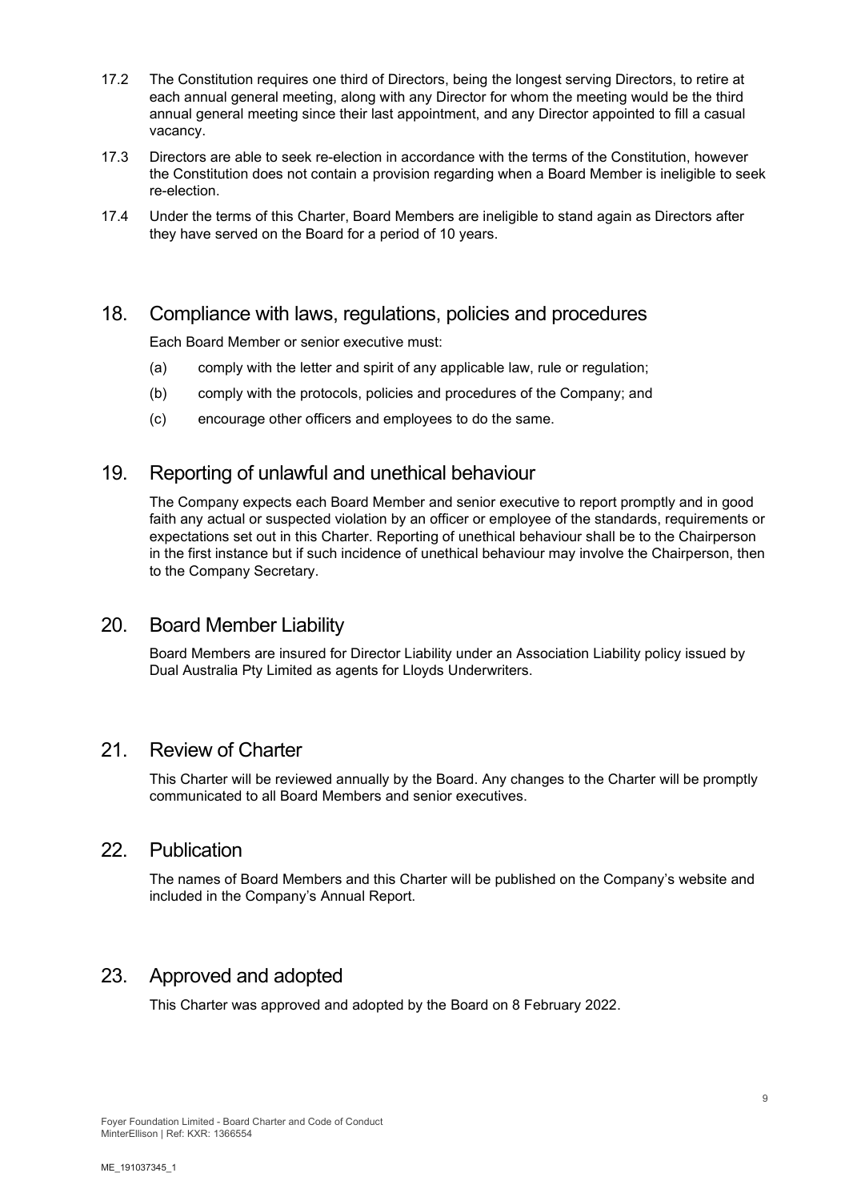17.2 The Constitution requires one third of Directors, being the longest serving Directors, to retire at each annual general meeting, along with any Director for whom the meeting would be the third annual general meeting since their last appointment, and any Director appointed to fill a casual vacancy.

17.3 Directors are able to seek re-election in accordance with the terms of the Constitution, however the Constitution does not contain a provision regarding when a Board Member is ineligible to seek re-election.

17.4 Under the terms of this Charter, Board Members are ineligible to stand again as Directors after they have served on the Board for a period of 10 years.

## 18. Compliance with laws, regulations, policies and procedures

Each Board Member or senior executive must:

(a) comply with the letter and spirit of any applicable law, rule or regulation;

(b) comply with the protocols, policies and procedures of the Company; and

(c) encourage other officers and employees to do the same.

## 19. Reporting of unlawful and unethical behaviour

The Company expects each Board Member and senior executive to report promptly and in good faith any actual or suspected violation by an officer or employee of the standards, requirements or expectations set out in this Charter. Reporting of unethical behaviour shall be to the Chairperson in the first instance but if such incidence of unethical behaviour may involve the Chairperson, then to the Company Secretary.

## 20. Board Member Liability

Board Members are insured for Director Liability under an Association Liability policy issued by Dual Australia Pty Limited as agents for Lloyds Underwriters.

## 21. Review of Charter

This Charter will be reviewed annually by the Board. Any changes to the Charter will be promptly communicated to all Board Members and senior executives.

## 22. Publication

The names of Board Members and this Charter will be published on the Company's website and included in the Company's Annual Report.

## 23. Approved and adopted

This Charter was approved and adopted by the Board on 8 February 2022.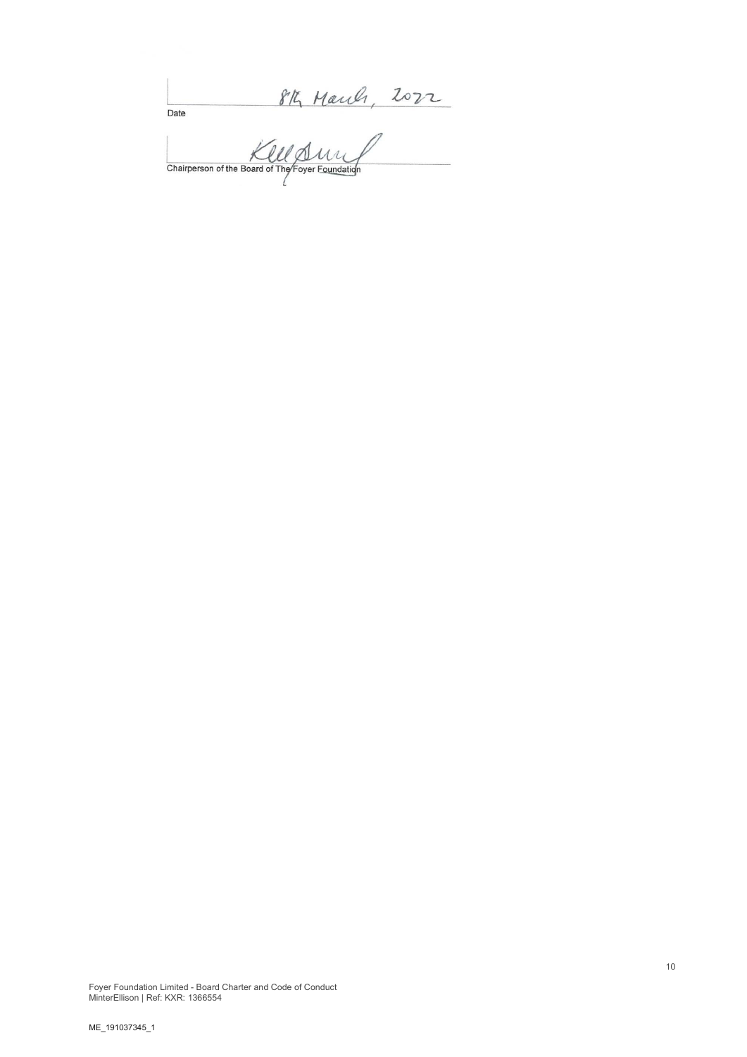8th March, 2022

Date

Chairperson of the Board of The Foyer Foundation